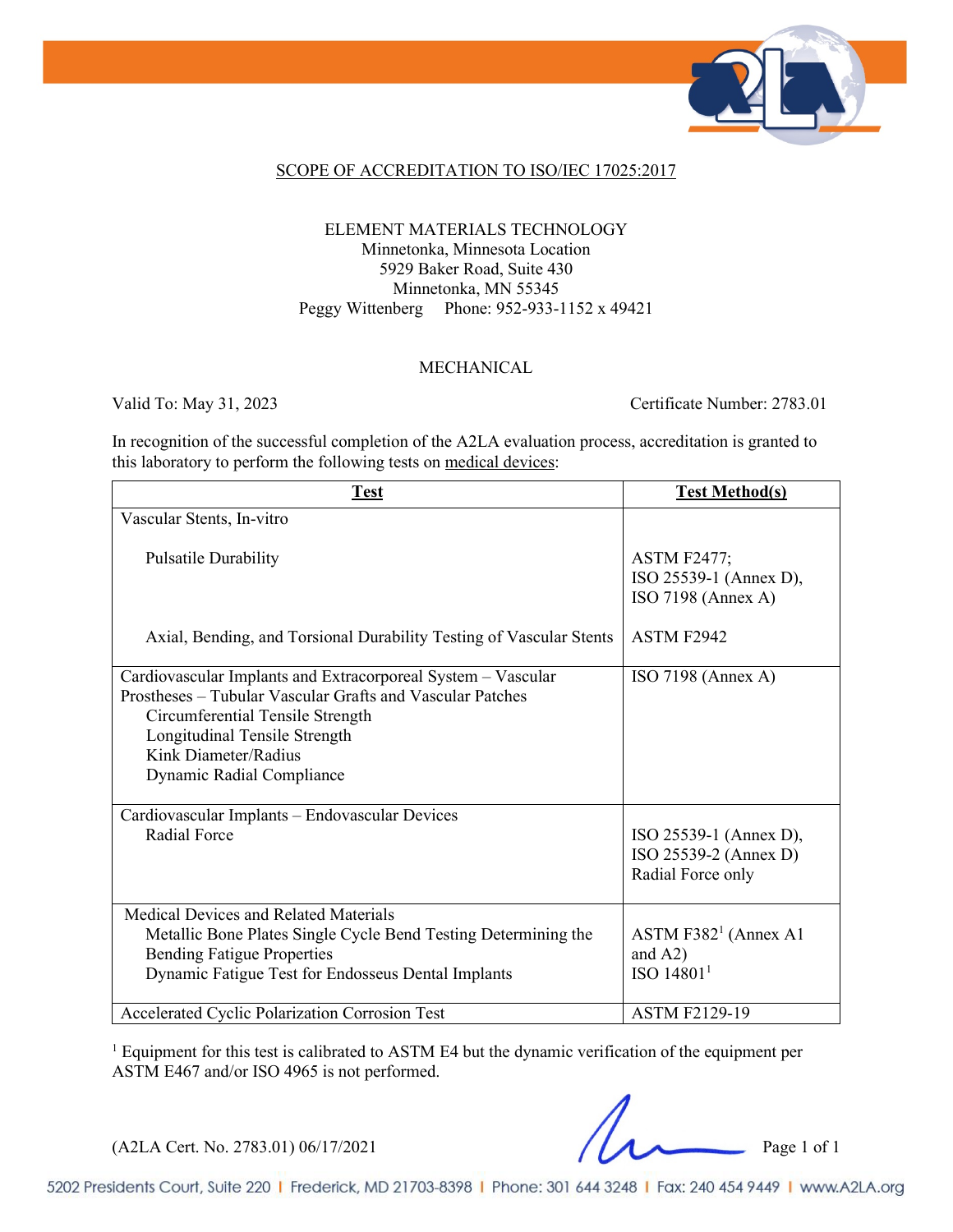# SCOPE OF ACCREDITATION TO ISO/IEC 17025:2017

ELEMENT MATERIALS TECHNOLOGY
Minnetonka, Minnesota Location
5929 Baker Road, Suite 430
Minnetonka, MN 55345
Peggy Wittenberg  Phone: 952-933-1152 x 49421

## MECHANICAL

Valid To: May 31, 2023  Certificate Number: 2783.01

In recognition of the successful completion of the A2LA evaluation process, accreditation is granted to this laboratory to perform the following tests on medical devices:

| Test | Test Method(s) |
|---|---|
| Vascular Stents, In-vitro | |
| Pulsatile Durability | ASTM F2477; ISO 25539-1 (Annex D), ISO 7198 (Annex A) |
| Axial, Bending, and Torsional Durability Testing of Vascular Stents | ASTM F2942 |
| Cardiovascular Implants and Extracorporeal System – Vascular Prostheses – Tubular Vascular Grafts and Vascular Patches<br>Circumferential Tensile Strength<br>Longitudinal Tensile Strength<br>Kink Diameter/Radius<br>Dynamic Radial Compliance | ISO 7198 (Annex A) |
| Cardiovascular Implants – Endovascular Devices<br>Radial Force | ISO 25539-1 (Annex D), ISO 25539-2 (Annex D) Radial Force only |
| Medical Devices and Related Materials<br>Metallic Bone Plates Single Cycle Bend Testing Determining the Bending Fatigue Properties<br>Dynamic Fatigue Test for Endosseus Dental Implants | ASTM F382[1] (Annex A1 and A2)<br>ISO 14801[1] |
| Accelerated Cyclic Polarization Corrosion Test | ASTM F2129-19 |

[1] Equipment for this test is calibrated to ASTM E4 but the dynamic verification of the equipment per ASTM E467 and/or ISO 4965 is not performed.

(A2LA Cert. No. 2783.01) 06/17/2021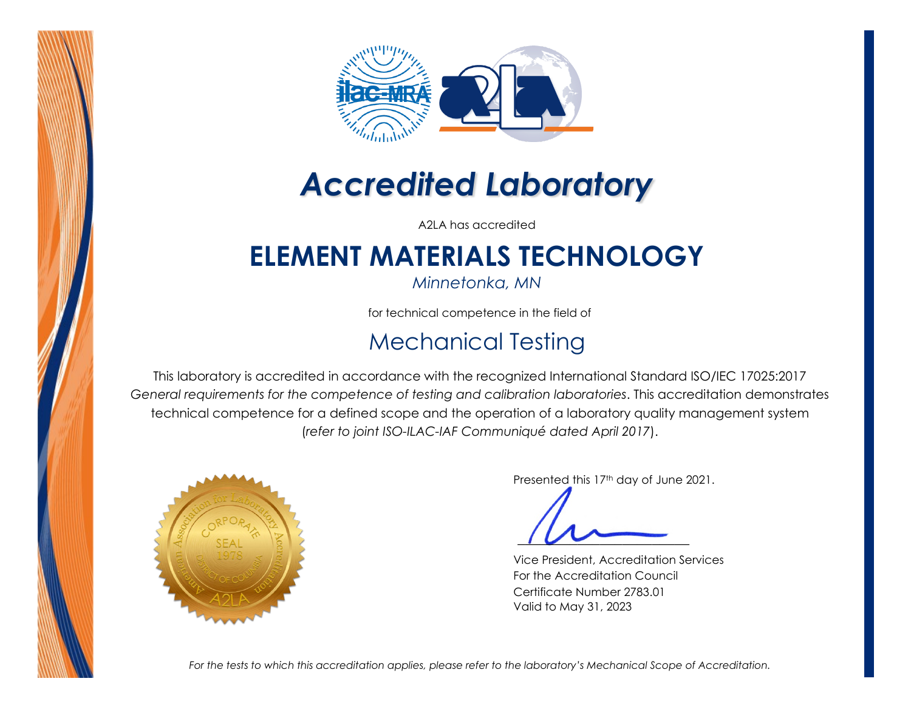# *Accredited Laboratory*

A2LA has accredited

## ELEMENT MATERIALS TECHNOLOGY

*Minnetonka, MN*

for technical competence in the field of

## Mechanical Testing

This laboratory is accredited in accordance with the recognized International Standard ISO/IEC 17025:2017 *General requirements for the competence of testing and calibration laboratories*. This accreditation demonstrates technical competence for a defined scope and the operation of a laboratory quality management system (*refer to joint ISO-ILAC-IAF Communiqué dated April 2017*).

American Association for Laboratory Accreditation
CORPORATE SEAL 1978
DISTRICT OF COLUMBIA
A2LA

Presented this 17th day of June 2021.

Vice President, Accreditation Services
For the Accreditation Council
Certificate Number 2783.01
Valid to May 31, 2023

*For the tests to which this accreditation applies, please refer to the laboratory's Mechanical Scope of Accreditation.*